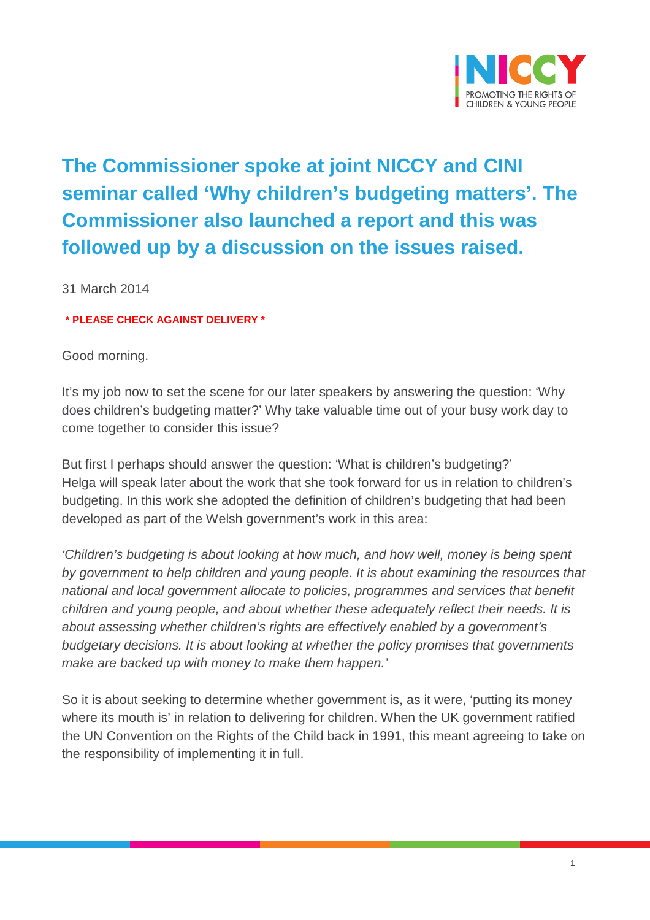# The Commissioner spoke at joint NICCY and CINI seminar called 'Why children's budgeting matters'. The Commissioner also launched a report and this was followed up by a discussion on the issues raised.

31 March 2014

**\* PLEASE CHECK AGAINST DELIVERY \***

Good morning.

It's my job now to set the scene for our later speakers by answering the question: 'Why does children's budgeting matter?' Why take valuable time out of your busy work day to come together to consider this issue?

But first I perhaps should answer the question: 'What is children's budgeting?' Helga will speak later about the work that she took forward for us in relation to children's budgeting. In this work she adopted the definition of children's budgeting that had been developed as part of the Welsh government's work in this area:

*'Children's budgeting is about looking at how much, and how well, money is being spent by government to help children and young people. It is about examining the resources that national and local government allocate to policies, programmes and services that benefit children and young people, and about whether these adequately reflect their needs. It is about assessing whether children's rights are effectively enabled by a government's budgetary decisions. It is about looking at whether the policy promises that governments make are backed up with money to make them happen.'*

So it is about seeking to determine whether government is, as it were, 'putting its money where its mouth is' in relation to delivering for children. When the UK government ratified the UN Convention on the Rights of the Child back in 1991, this meant agreeing to take on the responsibility of implementing it in full.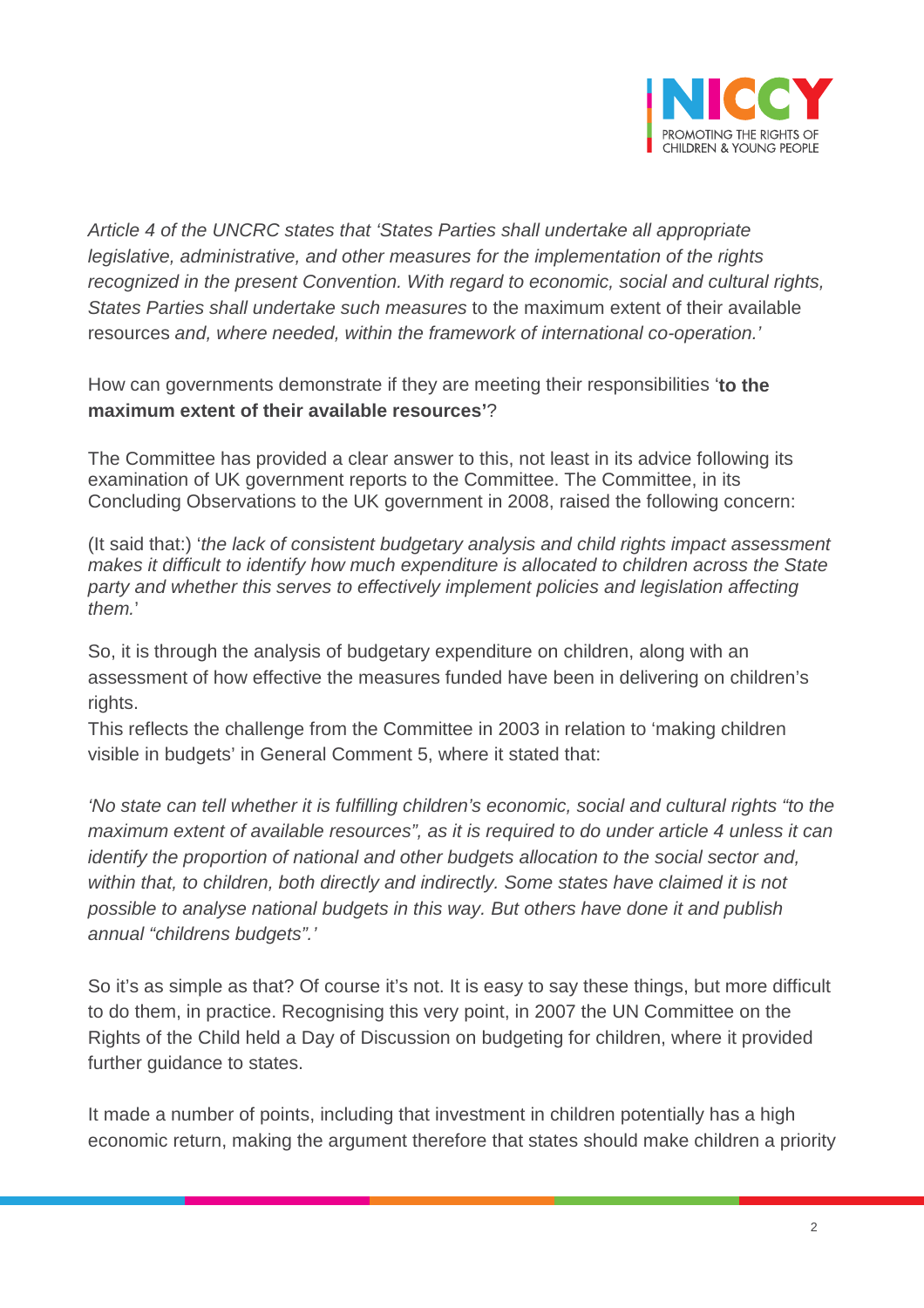*Article 4 of the UNCRC states that 'States Parties shall undertake all appropriate legislative, administrative, and other measures for the implementation of the rights recognized in the present Convention. With regard to economic, social and cultural rights, States Parties shall undertake such measures* to the maximum extent of their available resources *and, where needed, within the framework of international co-operation.'*

How can governments demonstrate if they are meeting their responsibilities '**to the maximum extent of their available resources'**?

The Committee has provided a clear answer to this, not least in its advice following its examination of UK government reports to the Committee. The Committee, in its Concluding Observations to the UK government in 2008, raised the following concern:

(It said that:) '*the lack of consistent budgetary analysis and child rights impact assessment makes it difficult to identify how much expenditure is allocated to children across the State party and whether this serves to effectively implement policies and legislation affecting them.*'

So, it is through the analysis of budgetary expenditure on children, along with an assessment of how effective the measures funded have been in delivering on children's rights.
This reflects the challenge from the Committee in 2003 in relation to 'making children visible in budgets' in General Comment 5, where it stated that:

*'No state can tell whether it is fulfilling children's economic, social and cultural rights "to the maximum extent of available resources", as it is required to do under article 4 unless it can identify the proportion of national and other budgets allocation to the social sector and, within that, to children, both directly and indirectly. Some states have claimed it is not possible to analyse national budgets in this way. But others have done it and publish annual "childrens budgets".'*

So it's as simple as that? Of course it's not. It is easy to say these things, but more difficult to do them, in practice. Recognising this very point, in 2007 the UN Committee on the Rights of the Child held a Day of Discussion on budgeting for children, where it provided further guidance to states.

It made a number of points, including that investment in children potentially has a high economic return, making the argument therefore that states should make children a priority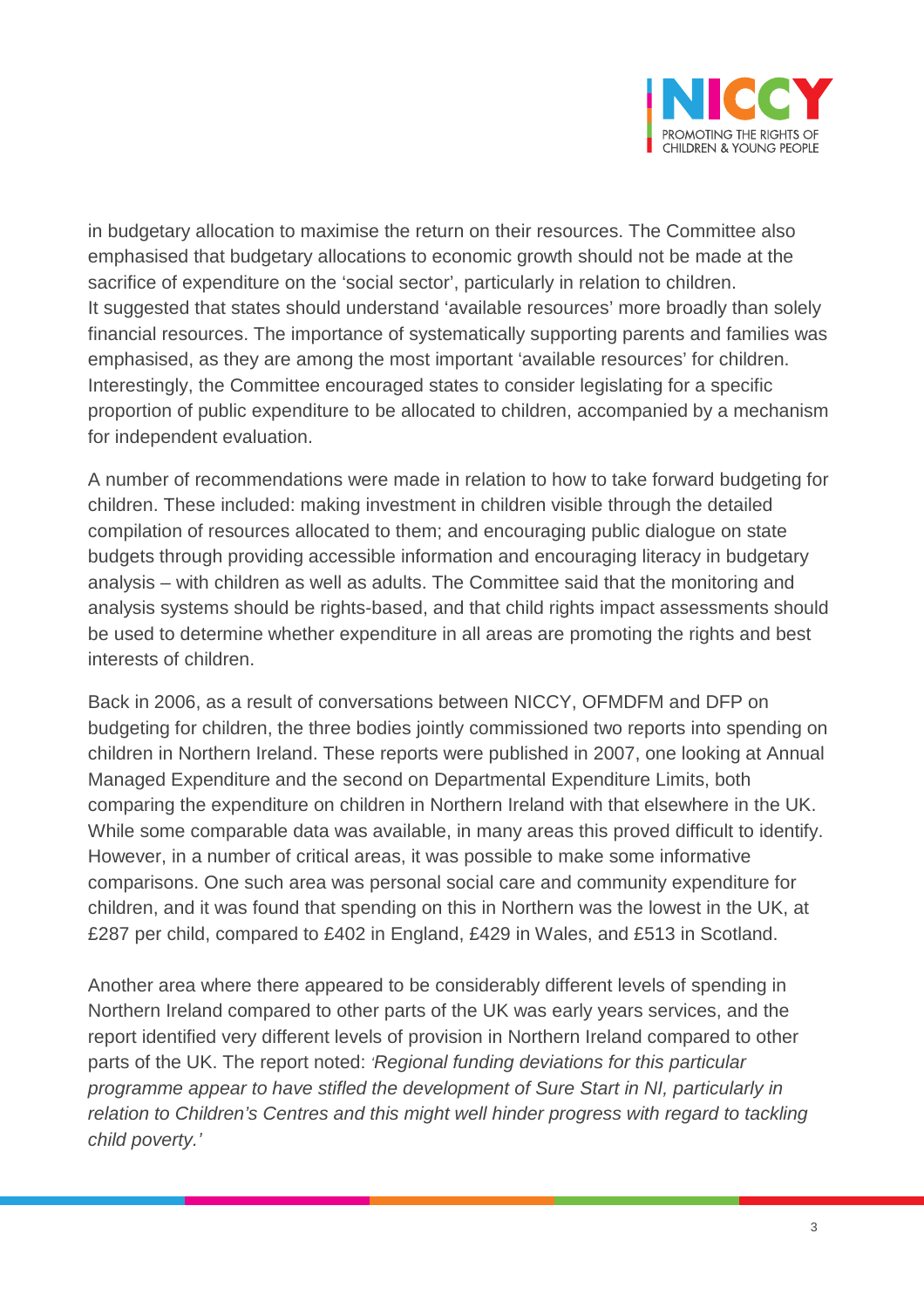in budgetary allocation to maximise the return on their resources. The Committee also emphasised that budgetary allocations to economic growth should not be made at the sacrifice of expenditure on the 'social sector', particularly in relation to children. It suggested that states should understand 'available resources' more broadly than solely financial resources. The importance of systematically supporting parents and families was emphasised, as they are among the most important 'available resources' for children. Interestingly, the Committee encouraged states to consider legislating for a specific proportion of public expenditure to be allocated to children, accompanied by a mechanism for independent evaluation.

A number of recommendations were made in relation to how to take forward budgeting for children. These included: making investment in children visible through the detailed compilation of resources allocated to them; and encouraging public dialogue on state budgets through providing accessible information and encouraging literacy in budgetary analysis – with children as well as adults. The Committee said that the monitoring and analysis systems should be rights-based, and that child rights impact assessments should be used to determine whether expenditure in all areas are promoting the rights and best interests of children.

Back in 2006, as a result of conversations between NICCY, OFMDFM and DFP on budgeting for children, the three bodies jointly commissioned two reports into spending on children in Northern Ireland. These reports were published in 2007, one looking at Annual Managed Expenditure and the second on Departmental Expenditure Limits, both comparing the expenditure on children in Northern Ireland with that elsewhere in the UK. While some comparable data was available, in many areas this proved difficult to identify. However, in a number of critical areas, it was possible to make some informative comparisons. One such area was personal social care and community expenditure for children, and it was found that spending on this in Northern was the lowest in the UK, at £287 per child, compared to £402 in England, £429 in Wales, and £513 in Scotland.

Another area where there appeared to be considerably different levels of spending in Northern Ireland compared to other parts of the UK was early years services, and the report identified very different levels of provision in Northern Ireland compared to other parts of the UK. The report noted: '*Regional funding deviations for this particular programme appear to have stifled the development of Sure Start in NI, particularly in relation to Children's Centres and this might well hinder progress with regard to tackling child poverty.*'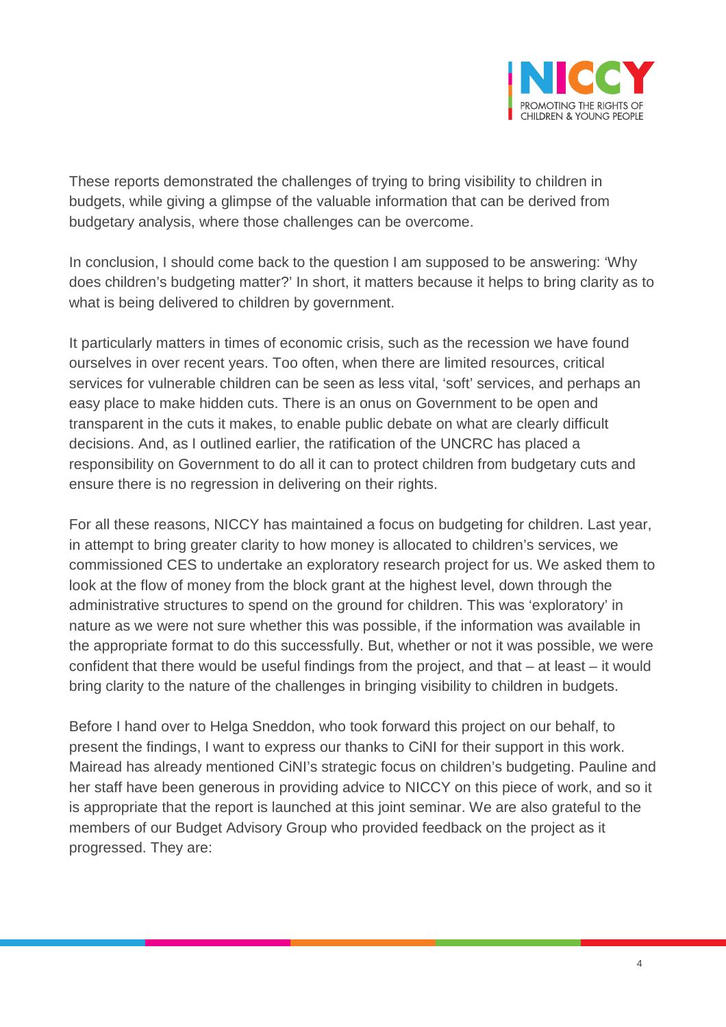These reports demonstrated the challenges of trying to bring visibility to children in budgets, while giving a glimpse of the valuable information that can be derived from budgetary analysis, where those challenges can be overcome.

In conclusion, I should come back to the question I am supposed to be answering: 'Why does children's budgeting matter?' In short, it matters because it helps to bring clarity as to what is being delivered to children by government.

It particularly matters in times of economic crisis, such as the recession we have found ourselves in over recent years. Too often, when there are limited resources, critical services for vulnerable children can be seen as less vital, 'soft' services, and perhaps an easy place to make hidden cuts. There is an onus on Government to be open and transparent in the cuts it makes, to enable public debate on what are clearly difficult decisions. And, as I outlined earlier, the ratification of the UNCRC has placed a responsibility on Government to do all it can to protect children from budgetary cuts and ensure there is no regression in delivering on their rights.

For all these reasons, NICCY has maintained a focus on budgeting for children. Last year, in attempt to bring greater clarity to how money is allocated to children's services, we commissioned CES to undertake an exploratory research project for us. We asked them to look at the flow of money from the block grant at the highest level, down through the administrative structures to spend on the ground for children. This was 'exploratory' in nature as we were not sure whether this was possible, if the information was available in the appropriate format to do this successfully. But, whether or not it was possible, we were confident that there would be useful findings from the project, and that – at least – it would bring clarity to the nature of the challenges in bringing visibility to children in budgets.

Before I hand over to Helga Sneddon, who took forward this project on our behalf, to present the findings, I want to express our thanks to CiNI for their support in this work. Mairead has already mentioned CiNI's strategic focus on children's budgeting. Pauline and her staff have been generous in providing advice to NICCY on this piece of work, and so it is appropriate that the report is launched at this joint seminar. We are also grateful to the members of our Budget Advisory Group who provided feedback on the project as it progressed. They are: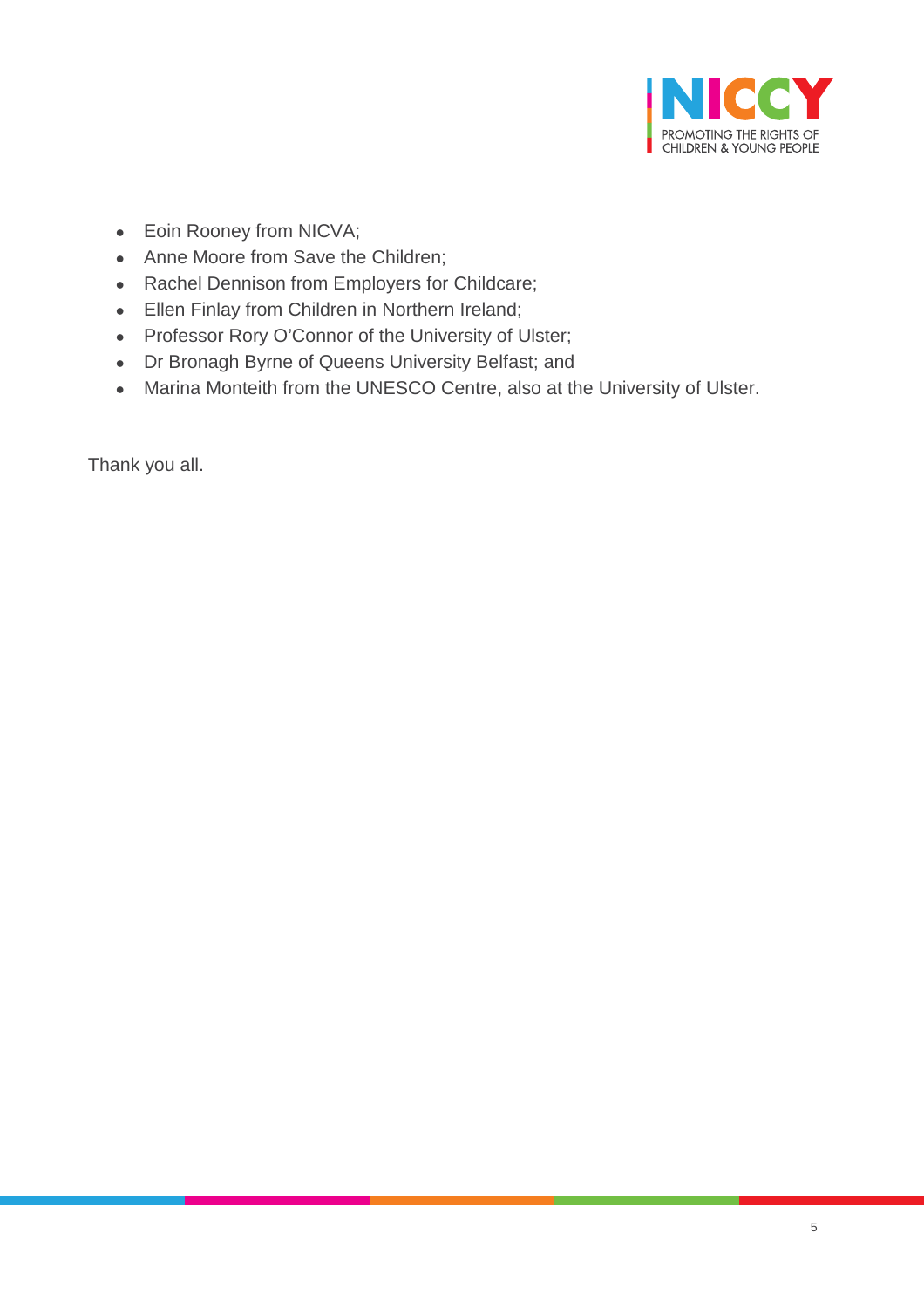- Eoin Rooney from NICVA;
- Anne Moore from Save the Children;
- Rachel Dennison from Employers for Childcare;
- Ellen Finlay from Children in Northern Ireland;
- Professor Rory O'Connor of the University of Ulster;
- Dr Bronagh Byrne of Queens University Belfast; and
- Marina Monteith from the UNESCO Centre, also at the University of Ulster.

Thank you all.